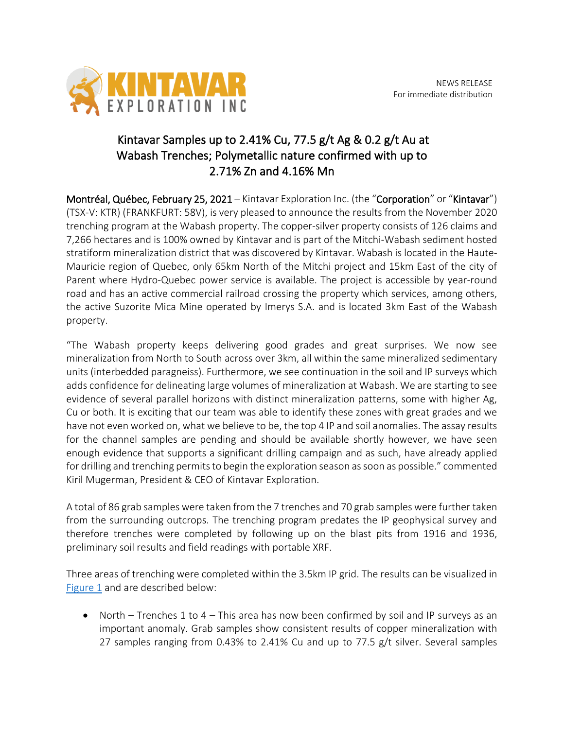NEWS RELEASE
For immediate distribution

# Kintavar Samples up to 2.41% Cu, 77.5 g/t Ag & 0.2 g/t Au at Wabash Trenches; Polymetallic nature confirmed with up to 2.71% Zn and 4.16% Mn

**Montréal, Québec, February 25, 2021** – Kintavar Exploration Inc. (the "**Corporation**" or "**Kintavar**") (TSX-V: KTR) (FRANKFURT: 58V), is very pleased to announce the results from the November 2020 trenching program at the Wabash property. The copper-silver property consists of 126 claims and 7,266 hectares and is 100% owned by Kintavar and is part of the Mitchi-Wabash sediment hosted stratiform mineralization district that was discovered by Kintavar. Wabash is located in the Haute-Mauricie region of Quebec, only 65km North of the Mitchi project and 15km East of the city of Parent where Hydro-Quebec power service is available. The project is accessible by year-round road and has an active commercial railroad crossing the property which services, among others, the active Suzorite Mica Mine operated by Imerys S.A. and is located 3km East of the Wabash property.

"The Wabash property keeps delivering good grades and great surprises. We now see mineralization from North to South across over 3km, all within the same mineralized sedimentary units (interbedded paragneiss). Furthermore, we see continuation in the soil and IP surveys which adds confidence for delineating large volumes of mineralization at Wabash. We are starting to see evidence of several parallel horizons with distinct mineralization patterns, some with higher Ag, Cu or both. It is exciting that our team was able to identify these zones with great grades and we have not even worked on, what we believe to be, the top 4 IP and soil anomalies. The assay results for the channel samples are pending and should be available shortly however, we have seen enough evidence that supports a significant drilling campaign and as such, have already applied for drilling and trenching permits to begin the exploration season as soon as possible." commented Kiril Mugerman, President & CEO of Kintavar Exploration.

A total of 86 grab samples were taken from the 7 trenches and 70 grab samples were further taken from the surrounding outcrops. The trenching program predates the IP geophysical survey and therefore trenches were completed by following up on the blast pits from 1916 and 1936, preliminary soil results and field readings with portable XRF.

Three areas of trenching were completed within the 3.5km IP grid. The results can be visualized in Figure 1 and are described below:

- North – Trenches 1 to 4 – This area has now been confirmed by soil and IP surveys as an important anomaly. Grab samples show consistent results of copper mineralization with 27 samples ranging from 0.43% to 2.41% Cu and up to 77.5 g/t silver. Several samples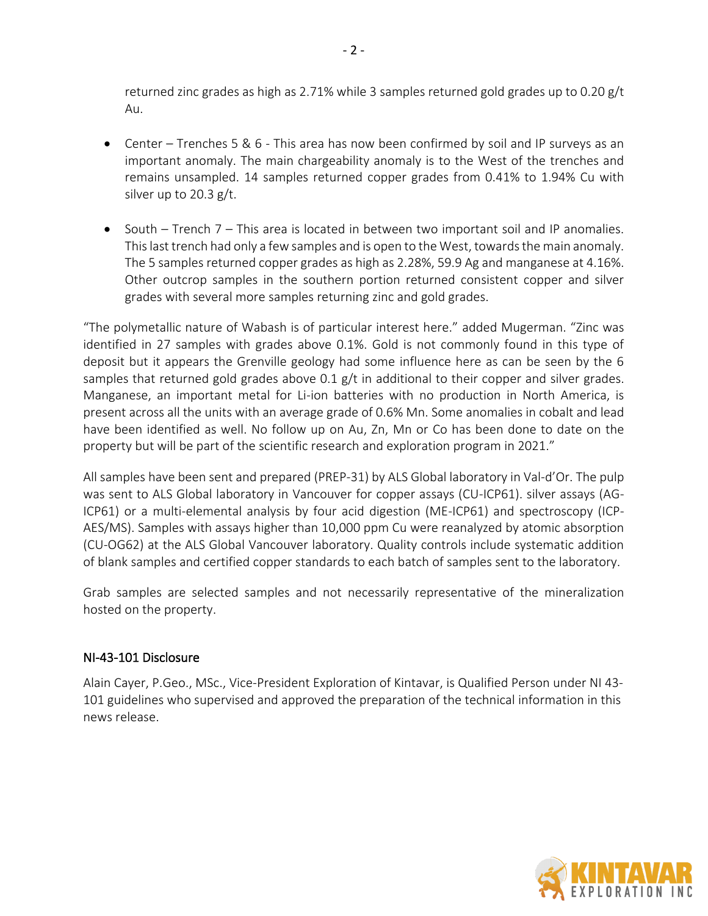returned zinc grades as high as 2.71% while 3 samples returned gold grades up to 0.20 g/t Au.

- Center – Trenches 5 & 6 - This area has now been confirmed by soil and IP surveys as an important anomaly. The main chargeability anomaly is to the West of the trenches and remains unsampled. 14 samples returned copper grades from 0.41% to 1.94% Cu with silver up to 20.3 g/t.

- South – Trench 7 – This area is located in between two important soil and IP anomalies. This last trench had only a few samples and is open to the West, towards the main anomaly. The 5 samples returned copper grades as high as 2.28%, 59.9 Ag and manganese at 4.16%. Other outcrop samples in the southern portion returned consistent copper and silver grades with several more samples returning zinc and gold grades.

"The polymetallic nature of Wabash is of particular interest here." added Mugerman. "Zinc was identified in 27 samples with grades above 0.1%. Gold is not commonly found in this type of deposit but it appears the Grenville geology had some influence here as can be seen by the 6 samples that returned gold grades above 0.1 g/t in additional to their copper and silver grades. Manganese, an important metal for Li-ion batteries with no production in North America, is present across all the units with an average grade of 0.6% Mn. Some anomalies in cobalt and lead have been identified as well. No follow up on Au, Zn, Mn or Co has been done to date on the property but will be part of the scientific research and exploration program in 2021."

All samples have been sent and prepared (PREP-31) by ALS Global laboratory in Val-d'Or. The pulp was sent to ALS Global laboratory in Vancouver for copper assays (CU-ICP61). silver assays (AG-ICP61) or a multi-elemental analysis by four acid digestion (ME-ICP61) and spectroscopy (ICP-AES/MS). Samples with assays higher than 10,000 ppm Cu were reanalyzed by atomic absorption (CU-OG62) at the ALS Global Vancouver laboratory. Quality controls include systematic addition of blank samples and certified copper standards to each batch of samples sent to the laboratory.

Grab samples are selected samples and not necessarily representative of the mineralization hosted on the property.

## NI-43-101 Disclosure

Alain Cayer, P.Geo., MSc., Vice-President Exploration of Kintavar, is Qualified Person under NI 43-101 guidelines who supervised and approved the preparation of the technical information in this news release.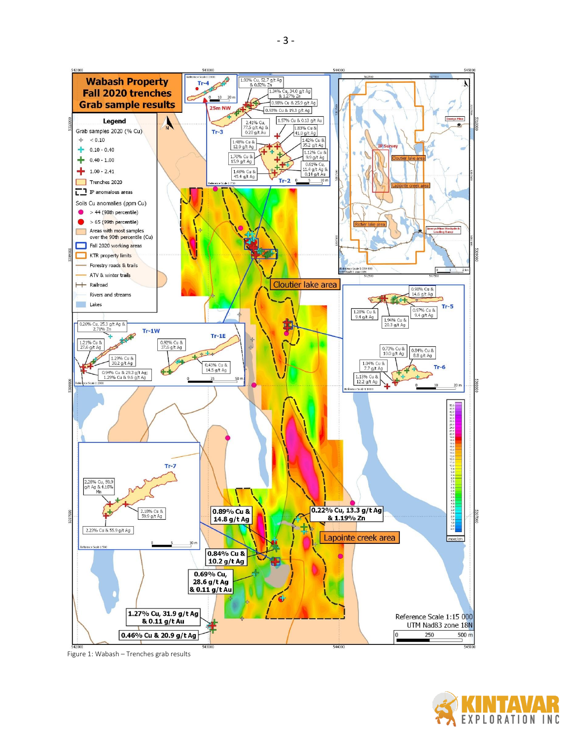**Wabash Property**
**Fall 2020 trenches**
**Grab sample results**

**Legend**

Grab samples 2020 (% Cu)

- < 0.10
- 0.10 - 0.40
- 0.40 - 1.00
- 1.00 - 2.41

- Trenches 2020
- IP anomalous areas

Soils Cu anomalies (ppm Cu)

- > 44 (98th percentile)
- > 65 (99th percentile)
- Areas with most samples over the 90th percentile (Cu)
- Fall 2020 working areas
- KTR property limits
- Forestry roads & trails
- ATV & winter trails
- Railroad
- Rivers and streams
- Lakes

**Tr-4 / Tr-3 / Tr-2 (25m NW)**

- 1.93% Cu, 52.7 g/t Ag & 0.82% Zn
- 1.34% Cu, 34.0 g/t Ag & 1.27% Zn
- 0.98% Cu & 25.9 g/t Ag
- 0.93% Cu & 19.3 g/t Ag
- 2.41% Cu, 77.5 g/t Ag & 0.20 g/t Au
- 1.57% Cu & 0.13 g/t Au
- 1.83% Cu & 41.0 g/t Ag
- 1.48% Cu & 12.9 g/t Ag
- 1.42% Cu & 35.2 g/t Ag
- 1.12% Cu & 9.9 g/t Ag
- 1.70% Cu & 15.9 g/t Ag
- 0.61% Cu, 11.4 g/t Ag & 0.14 g/t Au
- 1.48% Cu & 45.4 g/t Ag

**Cloutier lake area**

**Tr-5 / Tr-6**

- 0.98% Cu & 14.6 g/t Ag
- 1.28% Cu & 9.4 g/t Ag
- 0.97% Cu & 9.4 g/t Ag
- 1.94% Cu & 20.3 g/t Ag
- 0.73% Cu & 10.0 g/t Ag
- 0.84% Cu & 8.8 g/t Ag
- 1.04% Cu & 7.7 g/t Ag
- 1.13% Cu & 12.2 g/t Ag

**Tr-1W / Tr-1E**

- 0.26% Cu, 25.3 g/t Ag & 2.71% Zn
- 1.21% Cu & 27.6 g/t Ag
- 0.92% Cu & 37.6 g/t Ag
- 1.29% Cu & 30.2 g/t Ag
- 0.94% Cu & 29.3 g/t Ag; 1.29% Cu & 9.6 g/t Ag
- 0.43% Cu & 14.5 g/t Ag

**Tr-7**

- 2.28% Cu, 59.9 g/t Ag & 4.16% Mn
- 2.18% Cu & 59.9 g/t Ag
- 2.23% Cu & 55.9 g/t Ag

**Lapointe creek area**

- 0.89% Cu & 14.8 g/t Ag
- 0.22% Cu, 13.3 g/t Ag & 1.19% Zn
- 0.84% Cu & 10.2 g/t Ag
- 0.69% Cu, 28.6 g/t Ag & 0.11 g/t Au
- 1.27% Cu, 31.9 g/t Ag & 0.11 g/t Au
- 0.46% Cu & 20.9 g/t Ag

Inset map: Zinsey Mine; IP Survey; Cloutier lake area; Lapointe creek area; Richer lake area; Zinsey Mine Stockpile & Loading Ramp

Reference Scale 1:15 000
UTM Nad83 zone 18N

Figure 1: Wabash – Trenches grab results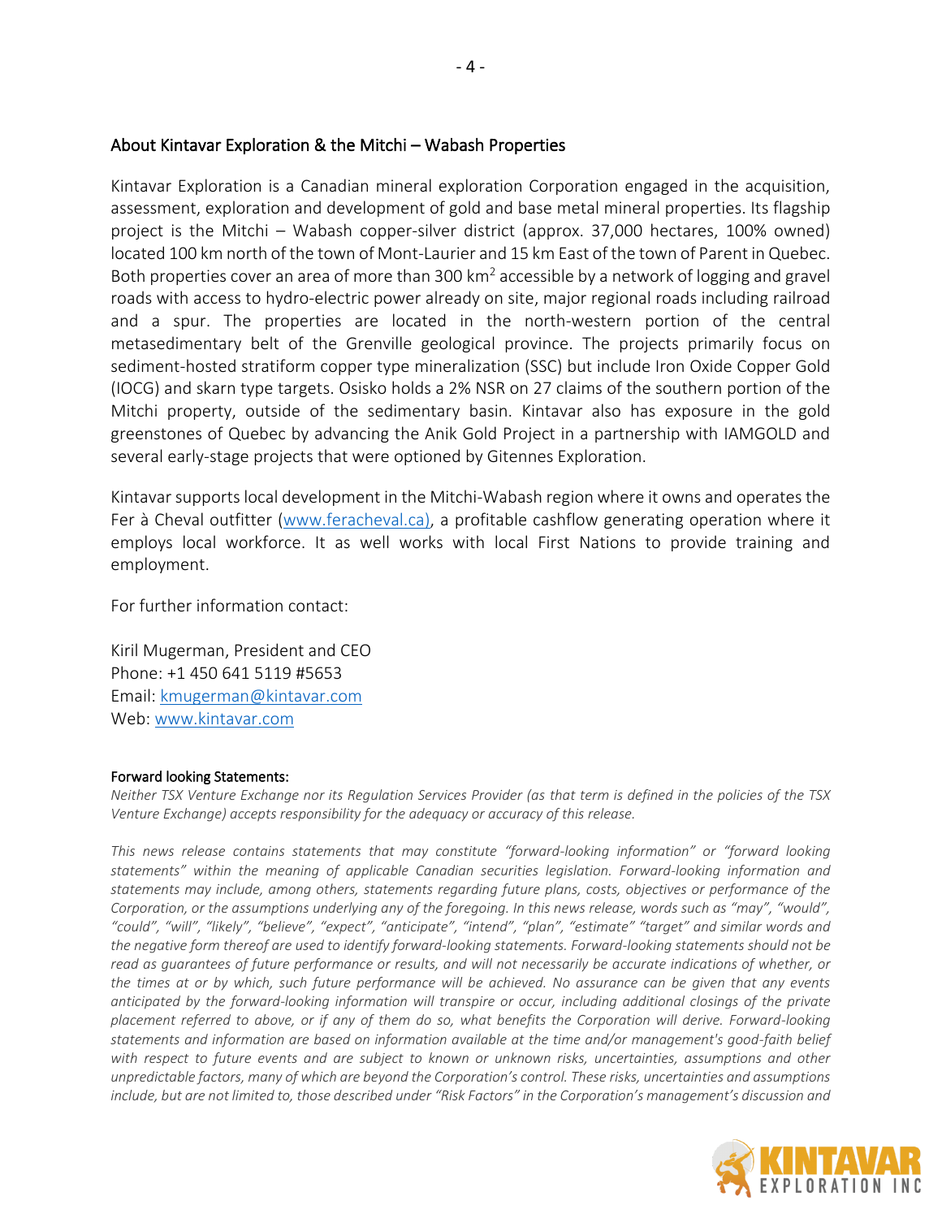## About Kintavar Exploration & the Mitchi – Wabash Properties

Kintavar Exploration is a Canadian mineral exploration Corporation engaged in the acquisition, assessment, exploration and development of gold and base metal mineral properties. Its flagship project is the Mitchi – Wabash copper-silver district (approx. 37,000 hectares, 100% owned) located 100 km north of the town of Mont-Laurier and 15 km East of the town of Parent in Quebec. Both properties cover an area of more than 300 km$^2$ accessible by a network of logging and gravel roads with access to hydro-electric power already on site, major regional roads including railroad and a spur. The properties are located in the north-western portion of the central metasedimentary belt of the Grenville geological province. The projects primarily focus on sediment-hosted stratiform copper type mineralization (SSC) but include Iron Oxide Copper Gold (IOCG) and skarn type targets. Osisko holds a 2% NSR on 27 claims of the southern portion of the Mitchi property, outside of the sedimentary basin. Kintavar also has exposure in the gold greenstones of Quebec by advancing the Anik Gold Project in a partnership with IAMGOLD and several early-stage projects that were optioned by Gitennes Exploration.

Kintavar supports local development in the Mitchi-Wabash region where it owns and operates the Fer à Cheval outfitter (www.feracheval.ca), a profitable cashflow generating operation where it employs local workforce. It as well works with local First Nations to provide training and employment.

For further information contact:

Kiril Mugerman, President and CEO
Phone: +1 450 641 5119 #5653
Email: kmugerman@kintavar.com
Web: www.kintavar.com

**Forward looking Statements:**

*Neither TSX Venture Exchange nor its Regulation Services Provider (as that term is defined in the policies of the TSX Venture Exchange) accepts responsibility for the adequacy or accuracy of this release.*

*This news release contains statements that may constitute "forward-looking information" or "forward looking statements" within the meaning of applicable Canadian securities legislation. Forward-looking information and statements may include, among others, statements regarding future plans, costs, objectives or performance of the Corporation, or the assumptions underlying any of the foregoing. In this news release, words such as "may", "would", "could", "will", "likely", "believe", "expect", "anticipate", "intend", "plan", "estimate" "target" and similar words and the negative form thereof are used to identify forward-looking statements. Forward-looking statements should not be read as guarantees of future performance or results, and will not necessarily be accurate indications of whether, or the times at or by which, such future performance will be achieved. No assurance can be given that any events anticipated by the forward-looking information will transpire or occur, including additional closings of the private placement referred to above, or if any of them do so, what benefits the Corporation will derive. Forward-looking statements and information are based on information available at the time and/or management's good-faith belief with respect to future events and are subject to known or unknown risks, uncertainties, assumptions and other unpredictable factors, many of which are beyond the Corporation's control. These risks, uncertainties and assumptions include, but are not limited to, those described under "Risk Factors" in the Corporation's management's discussion and*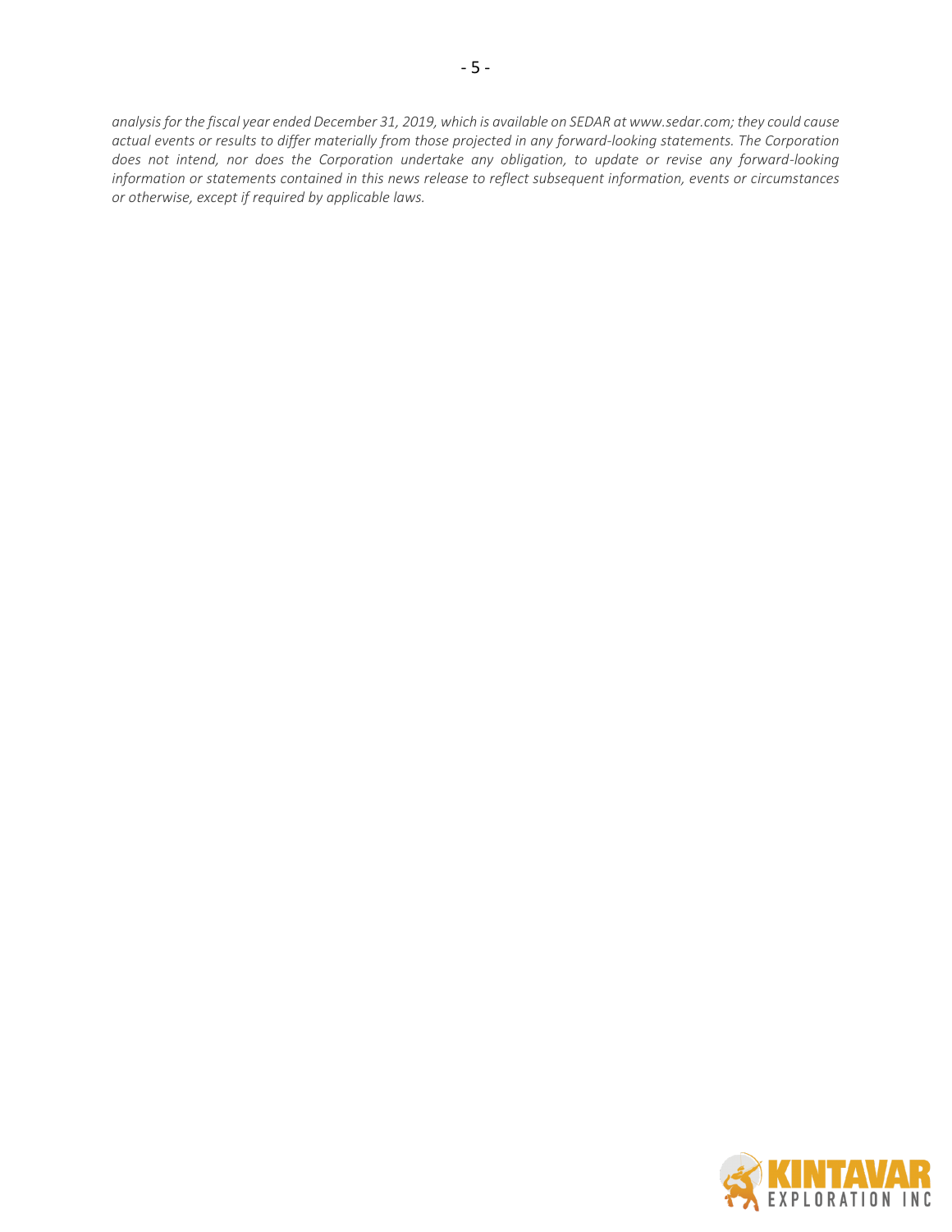*analysis for the fiscal year ended December 31, 2019, which is available on SEDAR at www.sedar.com; they could cause actual events or results to differ materially from those projected in any forward-looking statements. The Corporation does not intend, nor does the Corporation undertake any obligation, to update or revise any forward-looking information or statements contained in this news release to reflect subsequent information, events or circumstances or otherwise, except if required by applicable laws.*